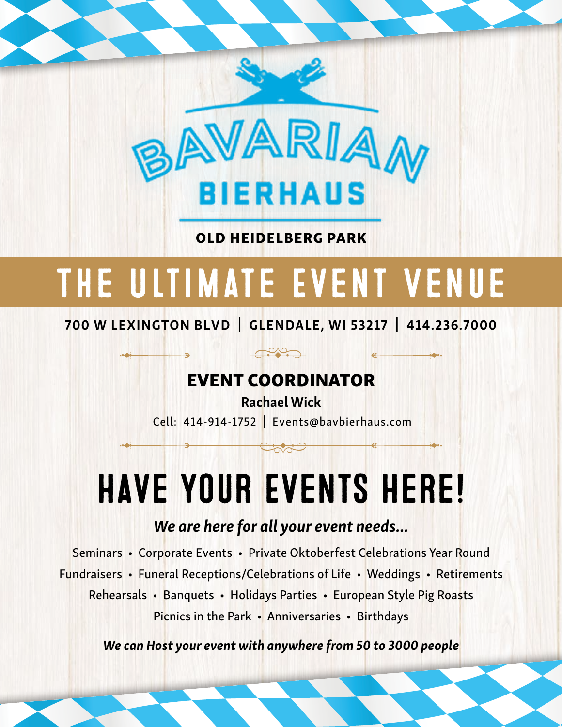# BAVARIAN BIERHAUS

**OLD HEIDELBERG PARK**

# THE ULTIMATE EVENT VENUE

**700 W LEXINGTON BLVD | GLENDALE, WI 53217 | 414.236.7000**

## EVENT COORDINATOR

**Rachael Wick**

Cell: 414-914-1752 | Events@bavbierhaus.com

# HAVE YOUR EVENTS HERE!

***We are here for all your event needs...***

Seminars • Corporate Events • Private Oktoberfest Celebrations Year Round
Fundraisers • Funeral Receptions/Celebrations of Life • Weddings • Retirements
Rehearsals • Banquets • Holidays Parties • European Style Pig Roasts
Picnics in the Park • Anniversaries • Birthdays

***We can Host your event with anywhere from 50 to 3000 people***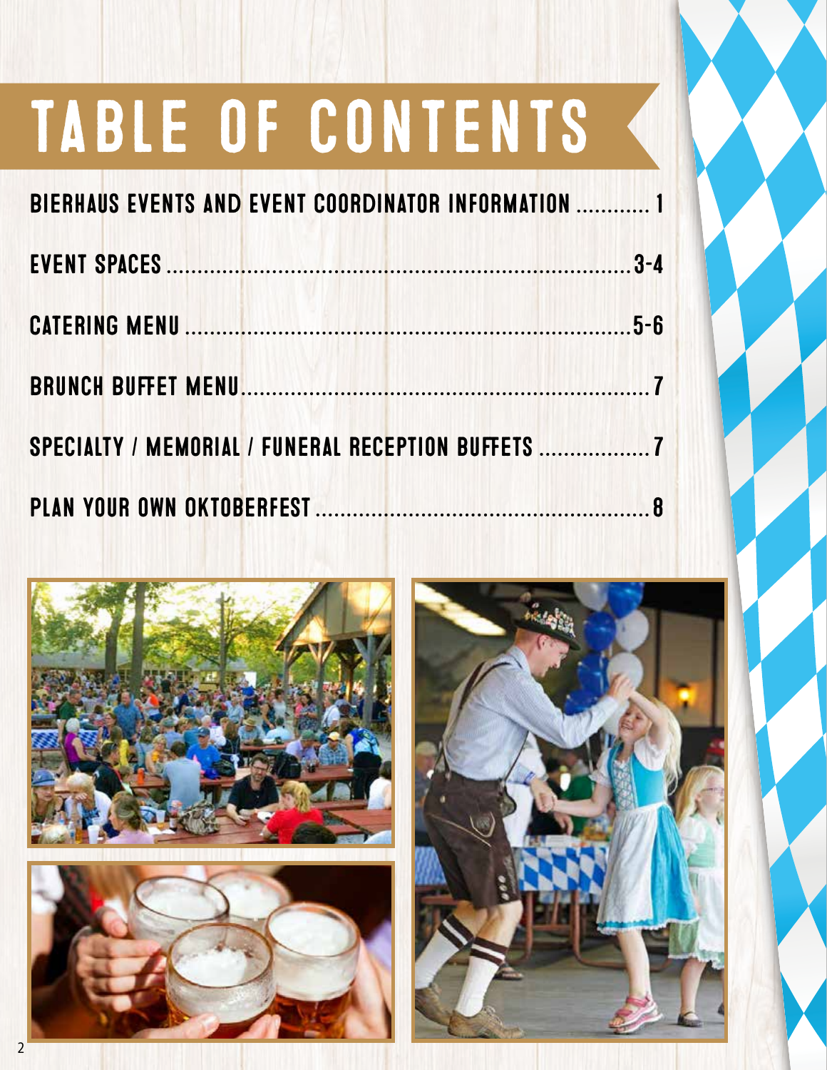# TABLE OF CONTENTS

BIERHAUS EVENTS AND EVENT COORDINATOR INFORMATION ............ 1

EVENT SPACES ........................................................................ 3-4

CATERING MENU .................................................................... 5-6

BRUNCH BUFFET MENU.............................................................. 7

SPECIALTY / MEMORIAL / FUNERAL RECEPTION BUFFETS ................. 7

PLAN YOUR OWN OKTOBERFEST ................................................... 8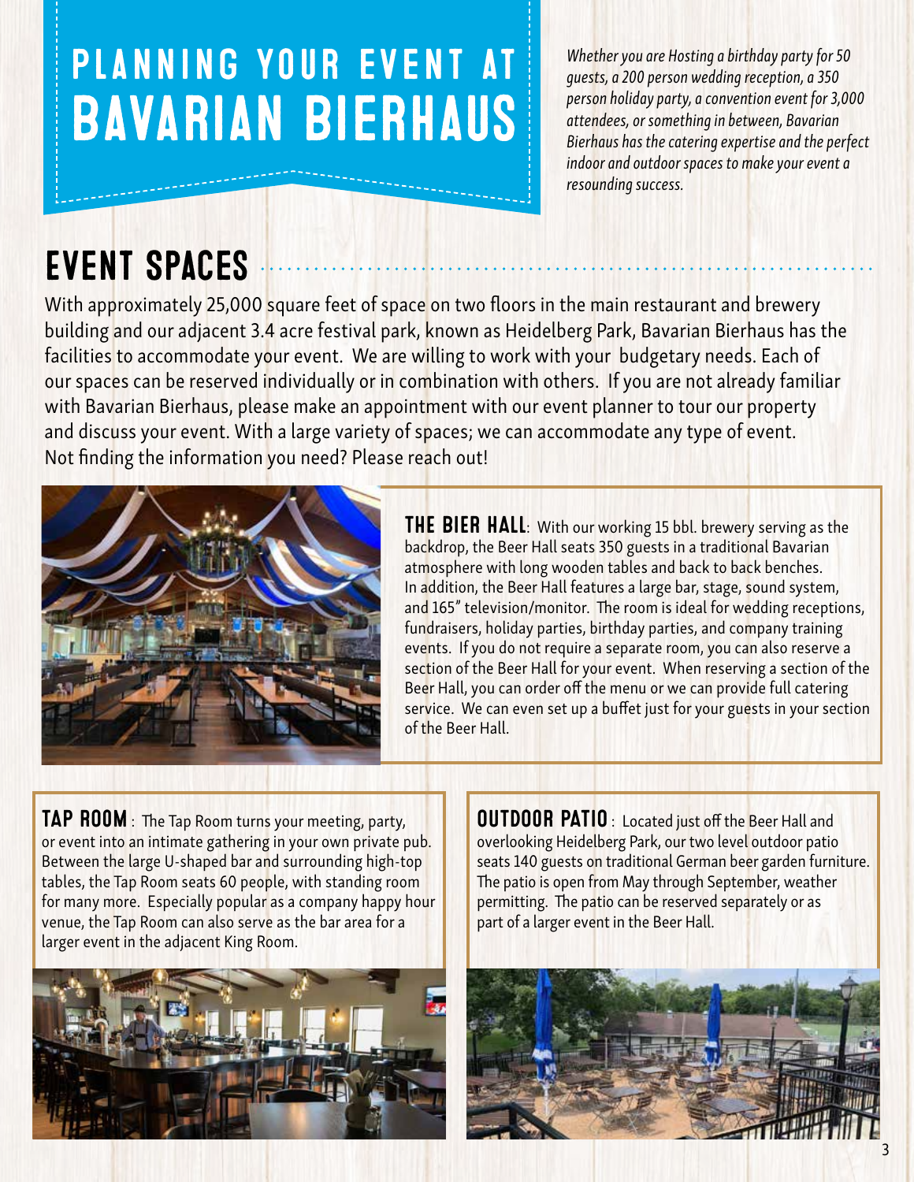# PLANNING YOUR EVENT AT BAVARIAN BIERHAUS

*Whether you are Hosting a birthday party for 50 guests, a 200 person wedding reception, a 350 person holiday party, a convention event for 3,000 attendees, or something in between, Bavarian Bierhaus has the catering expertise and the perfect indoor and outdoor spaces to make your event a resounding success.*

## EVENT SPACES

With approximately 25,000 square feet of space on two floors in the main restaurant and brewery building and our adjacent 3.4 acre festival park, known as Heidelberg Park, Bavarian Bierhaus has the facilities to accommodate your event. We are willing to work with your budgetary needs. Each of our spaces can be reserved individually or in combination with others. If you are not already familiar with Bavarian Bierhaus, please make an appointment with our event planner to tour our property and discuss your event. With a large variety of spaces; we can accommodate any type of event. Not finding the information you need? Please reach out!

**THE BIER HALL**: With our working 15 bbl. brewery serving as the backdrop, the Beer Hall seats 350 guests in a traditional Bavarian atmosphere with long wooden tables and back to back benches. In addition, the Beer Hall features a large bar, stage, sound system, and 165" television/monitor. The room is ideal for wedding receptions, fundraisers, holiday parties, birthday parties, and company training events. If you do not require a separate room, you can also reserve a section of the Beer Hall for your event. When reserving a section of the Beer Hall, you can order off the menu or we can provide full catering service. We can even set up a buffet just for your guests in your section of the Beer Hall.

**TAP ROOM**: The Tap Room turns your meeting, party, or event into an intimate gathering in your own private pub. Between the large U-shaped bar and surrounding high-top tables, the Tap Room seats 60 people, with standing room for many more. Especially popular as a company happy hour venue, the Tap Room can also serve as the bar area for a larger event in the adjacent King Room.

**OUTDOOR PATIO**: Located just off the Beer Hall and overlooking Heidelberg Park, our two level outdoor patio seats 140 guests on traditional German beer garden furniture. The patio is open from May through September, weather permitting. The patio can be reserved separately or as part of a larger event in the Beer Hall.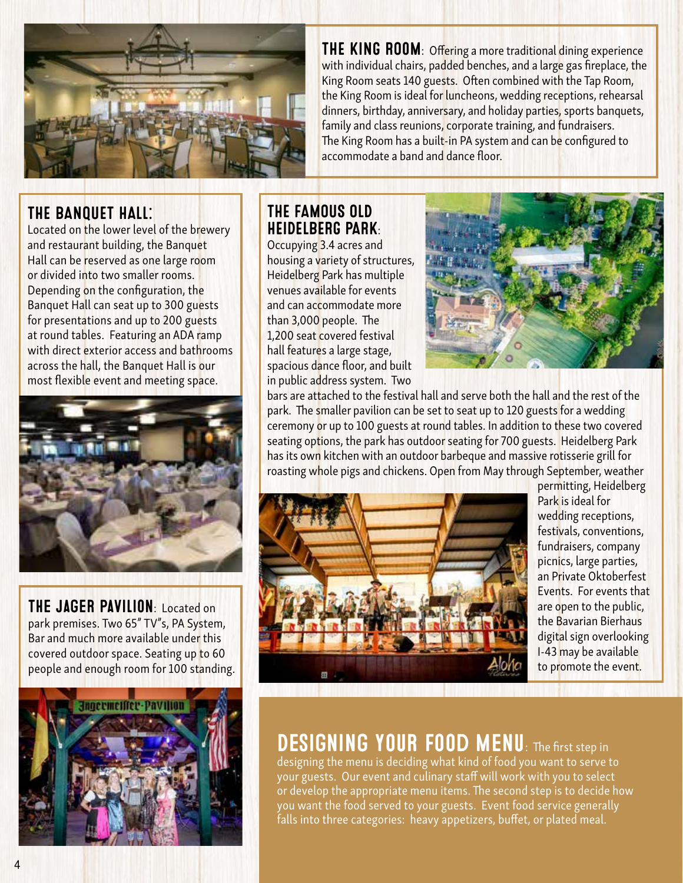**THE KING ROOM**: Offering a more traditional dining experience with individual chairs, padded benches, and a large gas fireplace, the King Room seats 140 guests. Often combined with the Tap Room, the King Room is ideal for luncheons, wedding receptions, rehearsal dinners, birthday, anniversary, and holiday parties, sports banquets, family and class reunions, corporate training, and fundraisers. The King Room has a built-in PA system and can be configured to accommodate a band and dance floor.

## THE BANQUET HALL:

Located on the lower level of the brewery and restaurant building, the Banquet Hall can be reserved as one large room or divided into two smaller rooms. Depending on the configuration, the Banquet Hall can seat up to 300 guests for presentations and up to 200 guests at round tables. Featuring an ADA ramp with direct exterior access and bathrooms across the hall, the Banquet Hall is our most flexible event and meeting space.

**THE JAGER PAVILION**: Located on park premises. Two 65" TV"s, PA System, Bar and much more available under this covered outdoor space. Seating up to 60 people and enough room for 100 standing.

## THE FAMOUS OLD HEIDELBERG PARK:

Occupying 3.4 acres and housing a variety of structures, Heidelberg Park has multiple venues available for events and can accommodate more than 3,000 people. The 1,200 seat covered festival hall features a large stage, spacious dance floor, and built in public address system. Two bars are attached to the festival hall and serve both the hall and the rest of the park. The smaller pavilion can be set to seat up to 120 guests for a wedding ceremony or up to 100 guests at round tables. In addition to these two covered seating options, the park has outdoor seating for 700 guests. Heidelberg Park has its own kitchen with an outdoor barbeque and massive rotisserie grill for roasting whole pigs and chickens. Open from May through September, weather permitting, Heidelberg Park is ideal for wedding receptions, festivals, conventions, fundraisers, company picnics, large parties, an Private Oktoberfest Events. For events that are open to the public, the Bavarian Bierhaus digital sign overlooking I-43 may be available to promote the event.

**DESIGNING YOUR FOOD MENU**: The first step in designing the menu is deciding what kind of food you want to serve to your guests. Our event and culinary staff will work with you to select or develop the appropriate menu items. The second step is to decide how you want the food served to your guests. Event food service generally falls into three categories: heavy appetizers, buffet, or plated meal.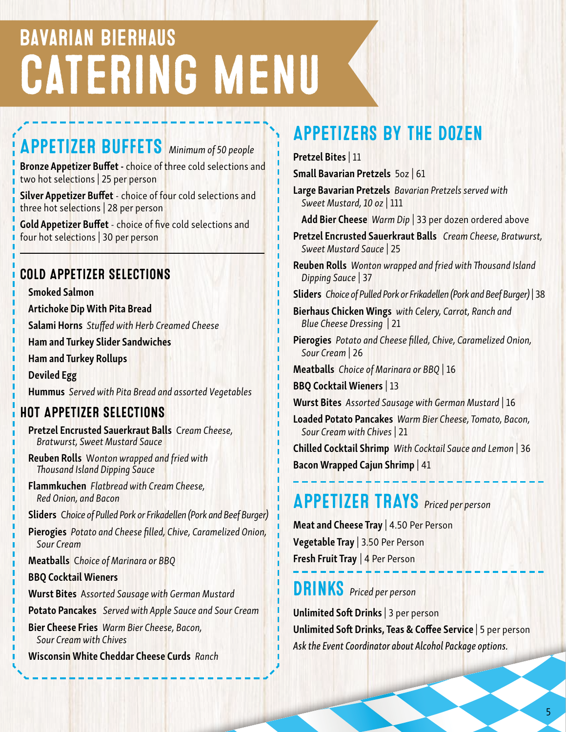# BAVARIAN BIERHAUS CATERING MENU

## APPETIZER BUFFETS *Minimum of 50 people*

**Bronze Appetizer Buffet** - choice of three cold selections and two hot selections | 25 per person

**Silver Appetizer Buffet** - choice of four cold selections and three hot selections | 28 per person

**Gold Appetizer Buffet** - choice of five cold selections and four hot selections | 30 per person

### COLD APPETIZER SELECTIONS

**Smoked Salmon**

**Artichoke Dip With Pita Bread**

**Salami Horns** *Stuffed with Herb Creamed Cheese*

**Ham and Turkey Slider Sandwiches**

**Ham and Turkey Rollups**

**Deviled Egg**

**Hummus** *Served with Pita Bread and assorted Vegetables*

### HOT APPETIZER SELECTIONS

**Pretzel Encrusted Sauerkraut Balls** *Cream Cheese, Bratwurst, Sweet Mustard Sauce*

**Reuben Rolls** *Wonton wrapped and fried with Thousand Island Dipping Sauce*

**Flammkuchen** *Flatbread with Cream Cheese, Red Onion, and Bacon*

**Sliders** *Choice of Pulled Pork or Frikadellen (Pork and Beef Burger)*

**Pierogies** *Potato and Cheese filled, Chive, Caramelized Onion, Sour Cream*

**Meatballs** *Choice of Marinara or BBQ*

**BBQ Cocktail Wieners**

**Wurst Bites** *Assorted Sausage with German Mustard*

**Potato Pancakes** *Served with Apple Sauce and Sour Cream*

**Bier Cheese Fries** *Warm Bier Cheese, Bacon, Sour Cream with Chives*

**Wisconsin White Cheddar Cheese Curds** *Ranch*

## APPETIZERS BY THE DOZEN

**Pretzel Bites** | 11

**Small Bavarian Pretzels** 5oz | 61

**Large Bavarian Pretzels** *Bavarian Pretzels served with Sweet Mustard, 10 oz* | 111

**Add Bier Cheese** *Warm Dip* | 33 per dozen ordered above

**Pretzel Encrusted Sauerkraut Balls** *Cream Cheese, Bratwurst, Sweet Mustard Sauce* | 25

**Reuben Rolls** *Wonton wrapped and fried with Thousand Island Dipping Sauce* | 37

**Sliders** *Choice of Pulled Pork or Frikadellen (Pork and Beef Burger)* | 38

**Bierhaus Chicken Wings** *with Celery, Carrot, Ranch and Blue Cheese Dressing* | 21

**Pierogies** *Potato and Cheese filled, Chive, Caramelized Onion, Sour Cream* | 26

**Meatballs** *Choice of Marinara or BBQ* | 16

**BBQ Cocktail Wieners** | 13

**Wurst Bites** *Assorted Sausage with German Mustard* | 16

**Loaded Potato Pancakes** *Warm Bier Cheese, Tomato, Bacon, Sour Cream with Chives* | 21

**Chilled Cocktail Shrimp** *With Cocktail Sauce and Lemon* | 36

**Bacon Wrapped Cajun Shrimp** | 41

## APPETIZER TRAYS *Priced per person*

**Meat and Cheese Tray** | 4.50 Per Person

**Vegetable Tray** | 3.50 Per Person

**Fresh Fruit Tray** | 4 Per Person

## DRINKS *Priced per person*

**Unlimited Soft Drinks** | 3 per person

**Unlimited Soft Drinks, Teas & Coffee Service** | 5 per person

*Ask the Event Coordinator about Alcohol Package options.*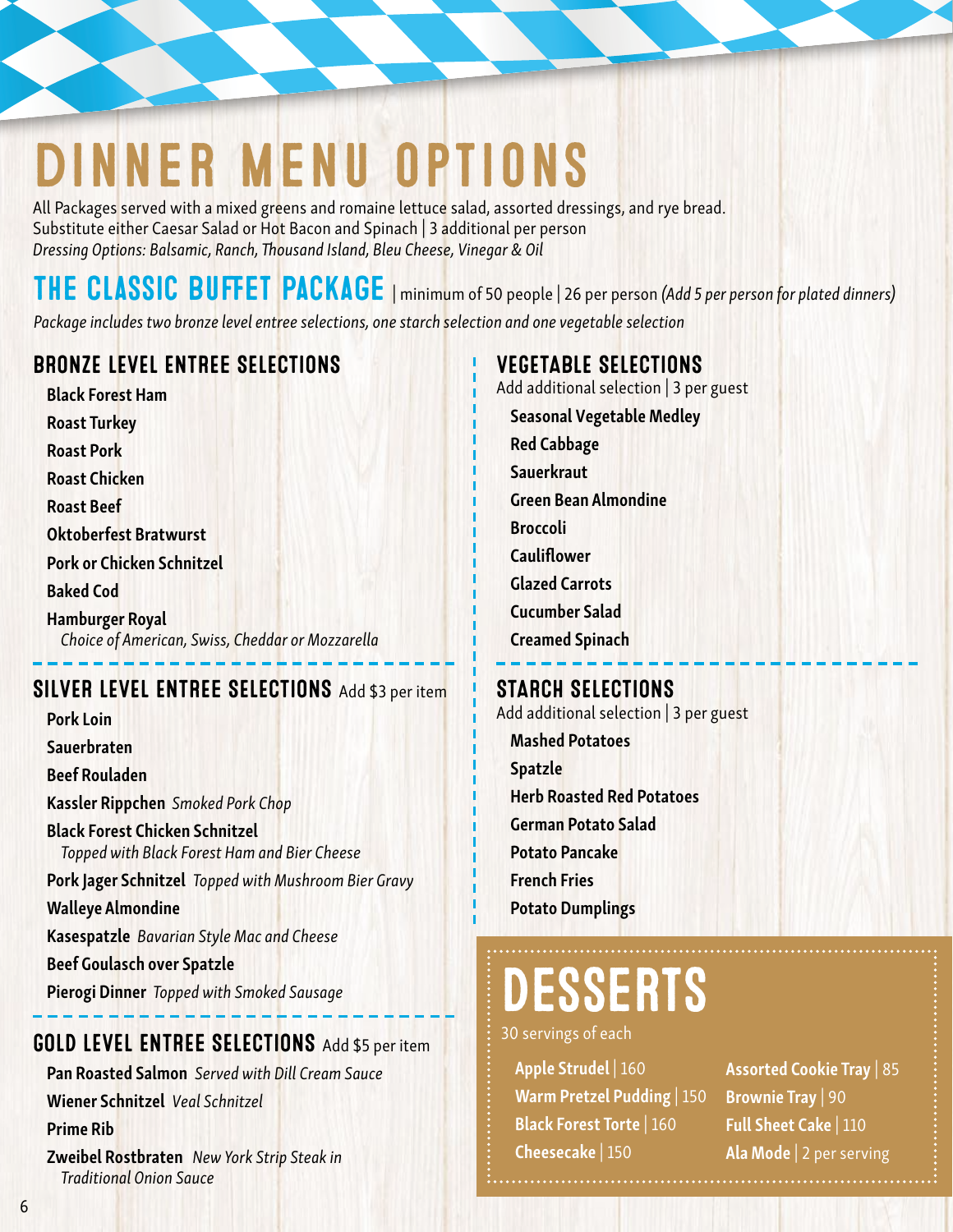# DINNER MENU OPTIONS

All Packages served with a mixed greens and romaine lettuce salad, assorted dressings, and rye bread.
Substitute either Caesar Salad or Hot Bacon and Spinach | 3 additional per person
*Dressing Options: Balsamic, Ranch, Thousand Island, Bleu Cheese, Vinegar & Oil*

## THE CLASSIC BUFFET PACKAGE | minimum of 50 people | 26 per person *(Add 5 per person for plated dinners)*

*Package includes two bronze level entree selections, one starch selection and one vegetable selection*

### BRONZE LEVEL ENTREE SELECTIONS

- **Black Forest Ham**
- **Roast Turkey**
- **Roast Pork**
- **Roast Chicken**
- **Roast Beef**
- **Oktoberfest Bratwurst**
- **Pork or Chicken Schnitzel**
- **Baked Cod**
- **Hamburger Royal** *Choice of American, Swiss, Cheddar or Mozzarella*

### SILVER LEVEL ENTREE SELECTIONS Add $3 per item

- **Pork Loin**
- **Sauerbraten**
- **Beef Rouladen**
- **Kassler Rippchen** *Smoked Pork Chop*
- **Black Forest Chicken Schnitzel** *Topped with Black Forest Ham and Bier Cheese*
- **Pork Jager Schnitzel** *Topped with Mushroom Bier Gravy*
- **Walleye Almondine**
- **Kasespatzle** *Bavarian Style Mac and Cheese*
- **Beef Goulasch over Spatzle**
- **Pierogi Dinner** *Topped with Smoked Sausage*

### GOLD LEVEL ENTREE SELECTIONS Add $5 per item

- **Pan Roasted Salmon** *Served with Dill Cream Sauce*
- **Wiener Schnitzel** *Veal Schnitzel*
- **Prime Rib**
- **Zweibel Rostbraten** *New York Strip Steak in Traditional Onion Sauce*

### VEGETABLE SELECTIONS

Add additional selection | 3 per guest

- **Seasonal Vegetable Medley**
- **Red Cabbage**
- **Sauerkraut**
- **Green Bean Almondine**
- **Broccoli**
- **Cauliflower**
- **Glazed Carrots**
- **Cucumber Salad**
- **Creamed Spinach**

### STARCH SELECTIONS

Add additional selection | 3 per guest

- **Mashed Potatoes**
- **Spatzle**
- **Herb Roasted Red Potatoes**
- **German Potato Salad**
- **Potato Pancake**
- **French Fries**
- **Potato Dumplings**

## DESSERTS

30 servings of each

- **Apple Strudel** | 160
- **Warm Pretzel Pudding** | 150
- **Black Forest Torte** | 160
- **Cheesecake** | 150
- **Assorted Cookie Tray** | 85
- **Brownie Tray** | 90
- **Full Sheet Cake** | 110
- **Ala Mode** | 2 per serving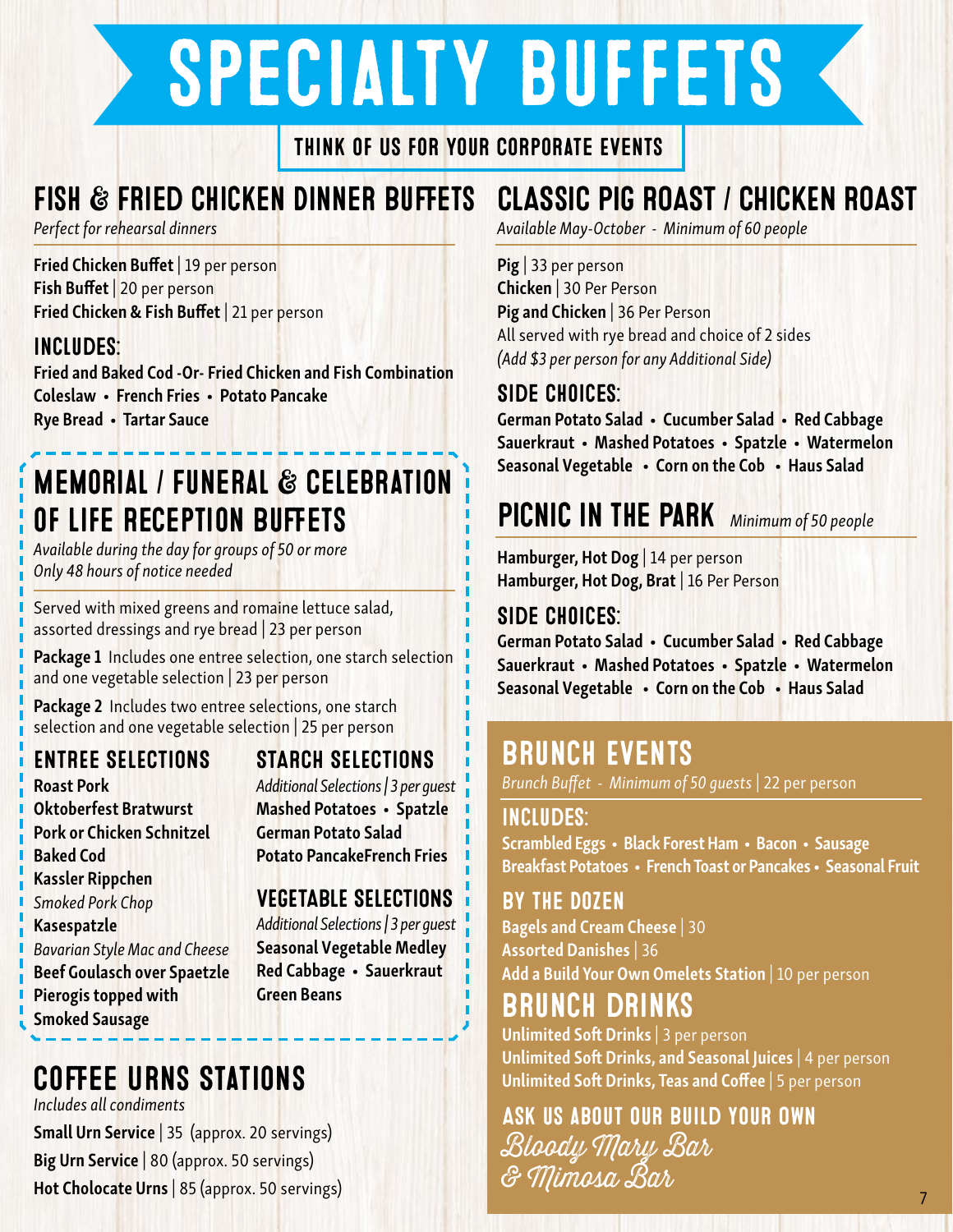# SPECIALTY BUFFETS

**THINK OF US FOR YOUR CORPORATE EVENTS**

## FISH & FRIED CHICKEN DINNER BUFFETS

*Perfect for rehearsal dinners*

**Fried Chicken Buffet** | 19 per person
**Fish Buffet** | 20 per person
**Fried Chicken & Fish Buffet** | 21 per person

### INCLUDES:

**Fried and Baked Cod -Or- Fried Chicken and Fish Combination**
**Coleslaw • French Fries • Potato Pancake**
**Rye Bread • Tartar Sauce**

## MEMORIAL / FUNERAL & CELEBRATION OF LIFE RECEPTION BUFFETS

*Available during the day for groups of 50 or more*
*Only 48 hours of notice needed*

Served with mixed greens and romaine lettuce salad, assorted dressings and rye bread | 23 per person

**Package 1** Includes one entree selection, one starch selection and one vegetable selection | 23 per person

**Package 2** Includes two entree selections, one starch selection and one vegetable selection | 25 per person

### ENTREE SELECTIONS

**Roast Pork**
**Oktoberfest Bratwurst**
**Pork or Chicken Schnitzel**
**Baked Cod**
**Kassler Rippchen**
*Smoked Pork Chop*
**Kasespatzle**
*Bavarian Style Mac and Cheese*
**Beef Goulasch over Spaetzle**
**Pierogis topped with Smoked Sausage**

### STARCH SELECTIONS

*Additional Selections | 3 per guest*

**Mashed Potatoes • Spatzle**
**German Potato Salad**
**Potato PancakeFrench Fries**

### VEGETABLE SELECTIONS

*Additional Selections | 3 per guest*

**Seasonal Vegetable Medley**
**Red Cabbage • Sauerkraut**
**Green Beans**

## COFFEE URNS STATIONS

*Includes all condiments*

**Small Urn Service** | 35 (approx. 20 servings)
**Big Urn Service** | 80 (approx. 50 servings)
**Hot Cholocate Urns** | 85 (approx. 50 servings)

## CLASSIC PIG ROAST / CHICKEN ROAST

*Available May-October - Minimum of 60 people*

**Pig** | 33 per person
**Chicken** | 30 Per Person
**Pig and Chicken** | 36 Per Person
All served with rye bread and choice of 2 sides
*(Add $3 per person for any Additional Side)*

### SIDE CHOICES:

**German Potato Salad • Cucumber Salad • Red Cabbage**
**Sauerkraut • Mashed Potatoes • Spatzle • Watermelon**
**Seasonal Vegetable • Corn on the Cob • Haus Salad**

## PICNIC IN THE PARK

*Minimum of 50 people*

**Hamburger, Hot Dog** | 14 per person
**Hamburger, Hot Dog, Brat** | 16 Per Person

### SIDE CHOICES:

**German Potato Salad • Cucumber Salad • Red Cabbage**
**Sauerkraut • Mashed Potatoes • Spatzle • Watermelon**
**Seasonal Vegetable • Corn on the Cob • Haus Salad**

## BRUNCH EVENTS

*Brunch Buffet - Minimum of 50 guests* | 22 per person

### INCLUDES:

**Scrambled Eggs • Black Forest Ham • Bacon • Sausage**
**Breakfast Potatoes • French Toast or Pancakes • Seasonal Fruit**

### BY THE DOZEN

**Bagels and Cream Cheese** | 30
**Assorted Danishes** | 36
**Add a Build Your Own Omelets Station** | 10 per person

## BRUNCH DRINKS

**Unlimited Soft Drinks** | 3 per person
**Unlimited Soft Drinks, and Seasonal Juices** | 4 per person
**Unlimited Soft Drinks, Teas and Coffee** | 5 per person

### ASK US ABOUT OUR BUILD YOUR OWN

*Bloody Mary Bar & Mimosa Bar*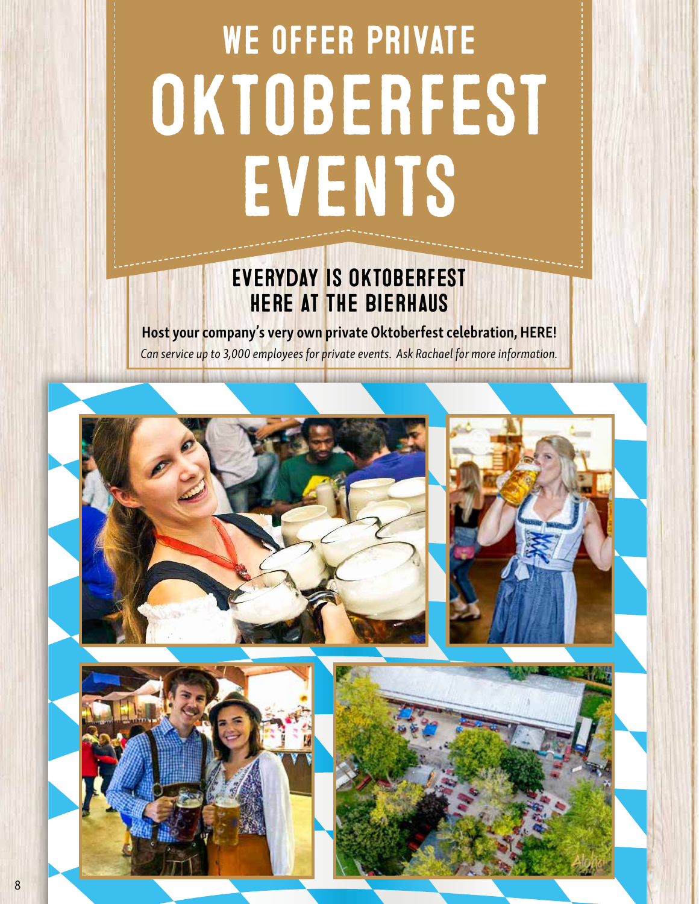# WE OFFER PRIVATE OKTOBERFEST EVENTS

## EVERYDAY IS OKTOBERFEST HERE AT THE BIERHAUS

**Host your company's very own private Oktoberfest celebration, HERE!**

*Can service up to 3,000 employees for private events. Ask Rachael for more information.*